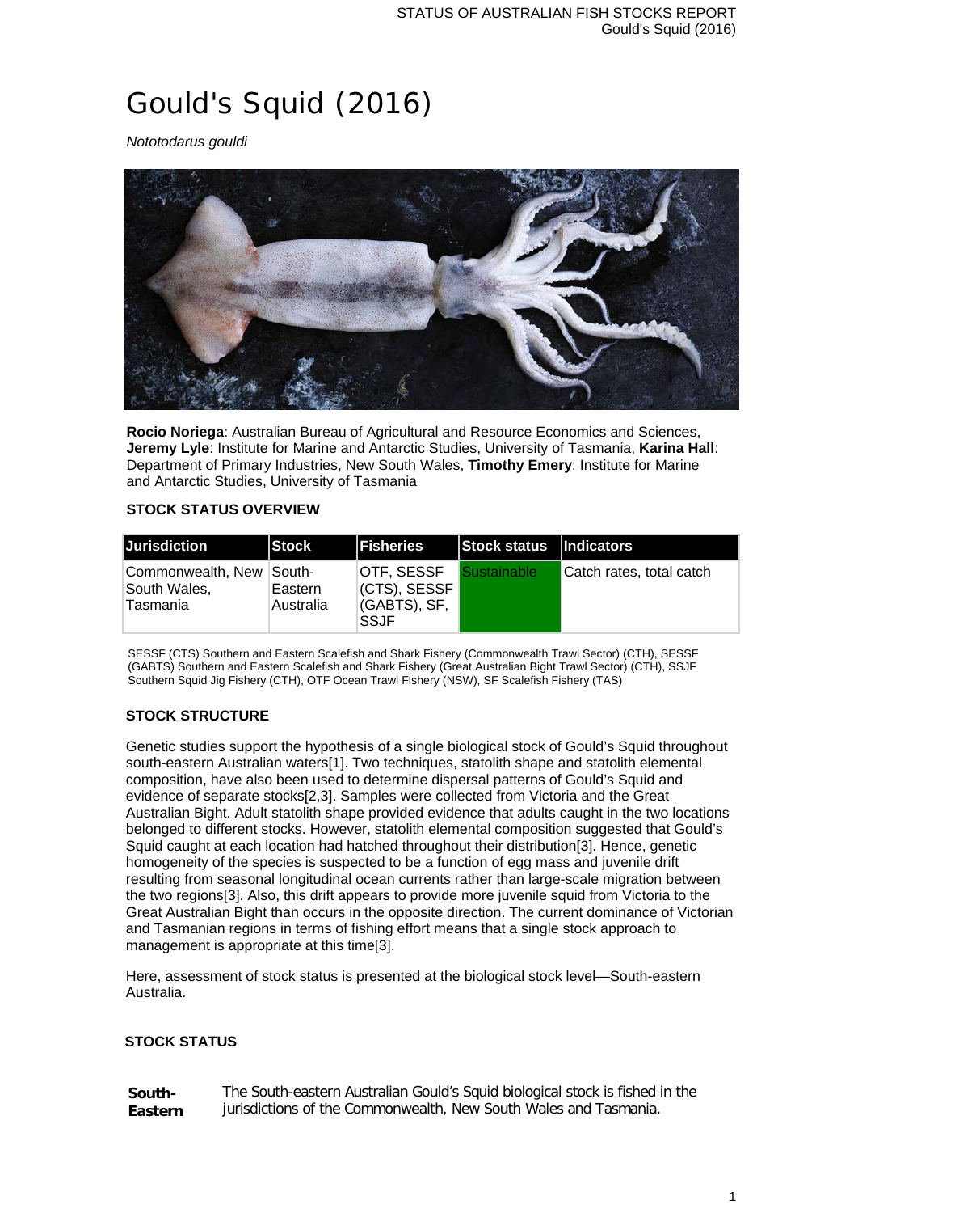# Gould's Squid (2016)

*Nototodarus gouldi*

**Rocio Noriega**: Australian Bureau of Agricultural and Resource Economics and Sciences, **Jeremy Lyle**: Institute for Marine and Antarctic Studies, University of Tasmania, **Karina Hall**: Department of Primary Industries, New South Wales, **Timothy Emery**: Institute for Marine and Antarctic Studies, University of Tasmania

### STOCK STATUS OVERVIEW

| Jurisdiction | Stock | Fisheries | Stock status | Indicators |
|---|---|---|---|---|
| Commonwealth, New South Wales, Tasmania | South-Eastern Australia | OTF, SESSF (CTS), SESSF (GABTS), SF, SSJF | Sustainable | Catch rates, total catch |

SESSF (CTS) Southern and Eastern Scalefish and Shark Fishery (Commonwealth Trawl Sector) (CTH), SESSF (GABTS) Southern and Eastern Scalefish and Shark Fishery (Great Australian Bight Trawl Sector) (CTH), SSJF Southern Squid Jig Fishery (CTH), OTF Ocean Trawl Fishery (NSW), SF Scalefish Fishery (TAS)

### STOCK STRUCTURE

Genetic studies support the hypothesis of a single biological stock of Gould's Squid throughout south-eastern Australian waters[1]. Two techniques, statolith shape and statolith elemental composition, have also been used to determine dispersal patterns of Gould's Squid and evidence of separate stocks[2,3]. Samples were collected from Victoria and the Great Australian Bight. Adult statolith shape provided evidence that adults caught in the two locations belonged to different stocks. However, statolith elemental composition suggested that Gould's Squid caught at each location had hatched throughout their distribution[3]. Hence, genetic homogeneity of the species is suspected to be a function of egg mass and juvenile drift resulting from seasonal longitudinal ocean currents rather than large-scale migration between the two regions[3]. Also, this drift appears to provide more juvenile squid from Victoria to the Great Australian Bight than occurs in the opposite direction. The current dominance of Victorian and Tasmanian regions in terms of fishing effort means that a single stock approach to management is appropriate at this time[3].

Here, assessment of stock status is presented at the biological stock level—South-eastern Australia.

### STOCK STATUS

**South-Eastern**

The South-eastern Australian Gould's Squid biological stock is fished in the jurisdictions of the Commonwealth, New South Wales and Tasmania.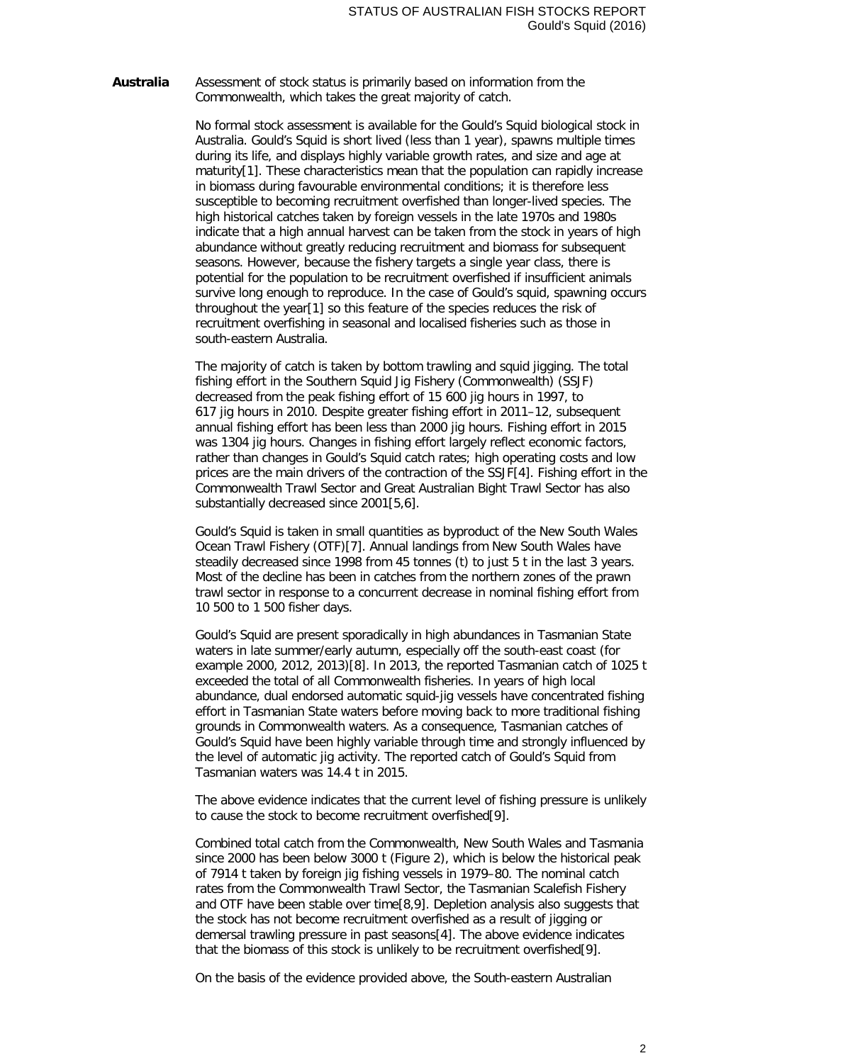**Australia** Assessment of stock status is primarily based on information from the Commonwealth, which takes the great majority of catch.

No formal stock assessment is available for the Gould's Squid biological stock in Australia. Gould's Squid is short lived (less than 1 year), spawns multiple times during its life, and displays highly variable growth rates, and size and age at maturity[1]. These characteristics mean that the population can rapidly increase in biomass during favourable environmental conditions; it is therefore less susceptible to becoming recruitment overfished than longer-lived species. The high historical catches taken by foreign vessels in the late 1970s and 1980s indicate that a high annual harvest can be taken from the stock in years of high abundance without greatly reducing recruitment and biomass for subsequent seasons. However, because the fishery targets a single year class, there is potential for the population to be recruitment overfished if insufficient animals survive long enough to reproduce. In the case of Gould's squid, spawning occurs throughout the year[1] so this feature of the species reduces the risk of recruitment overfishing in seasonal and localised fisheries such as those in south-eastern Australia.

The majority of catch is taken by bottom trawling and squid jigging. The total fishing effort in the Southern Squid Jig Fishery (Commonwealth) (SSJF) decreased from the peak fishing effort of 15 600 jig hours in 1997, to 617 jig hours in 2010. Despite greater fishing effort in 2011–12, subsequent annual fishing effort has been less than 2000 jig hours. Fishing effort in 2015 was 1304 jig hours. Changes in fishing effort largely reflect economic factors, rather than changes in Gould's Squid catch rates; high operating costs and low prices are the main drivers of the contraction of the SSJF[4]. Fishing effort in the Commonwealth Trawl Sector and Great Australian Bight Trawl Sector has also substantially decreased since 2001[5,6].

Gould's Squid is taken in small quantities as byproduct of the New South Wales Ocean Trawl Fishery (OTF)[7]. Annual landings from New South Wales have steadily decreased since 1998 from 45 tonnes (t) to just 5 t in the last 3 years. Most of the decline has been in catches from the northern zones of the prawn trawl sector in response to a concurrent decrease in nominal fishing effort from 10 500 to 1 500 fisher days.

Gould's Squid are present sporadically in high abundances in Tasmanian State waters in late summer/early autumn, especially off the south-east coast (for example 2000, 2012, 2013)[8]. In 2013, the reported Tasmanian catch of 1025 t exceeded the total of all Commonwealth fisheries. In years of high local abundance, dual endorsed automatic squid-jig vessels have concentrated fishing effort in Tasmanian State waters before moving back to more traditional fishing grounds in Commonwealth waters. As a consequence, Tasmanian catches of Gould's Squid have been highly variable through time and strongly influenced by the level of automatic jig activity. The reported catch of Gould's Squid from Tasmanian waters was 14.4 t in 2015.

The above evidence indicates that the current level of fishing pressure is unlikely to cause the stock to become recruitment overfished[9].

Combined total catch from the Commonwealth, New South Wales and Tasmania since 2000 has been below 3000 t (Figure 2), which is below the historical peak of 7914 t taken by foreign jig fishing vessels in 1979–80. The nominal catch rates from the Commonwealth Trawl Sector, the Tasmanian Scalefish Fishery and OTF have been stable over time[8,9]. Depletion analysis also suggests that the stock has not become recruitment overfished as a result of jigging or demersal trawling pressure in past seasons[4]. The above evidence indicates that the biomass of this stock is unlikely to be recruitment overfished[9].

On the basis of the evidence provided above, the South-eastern Australian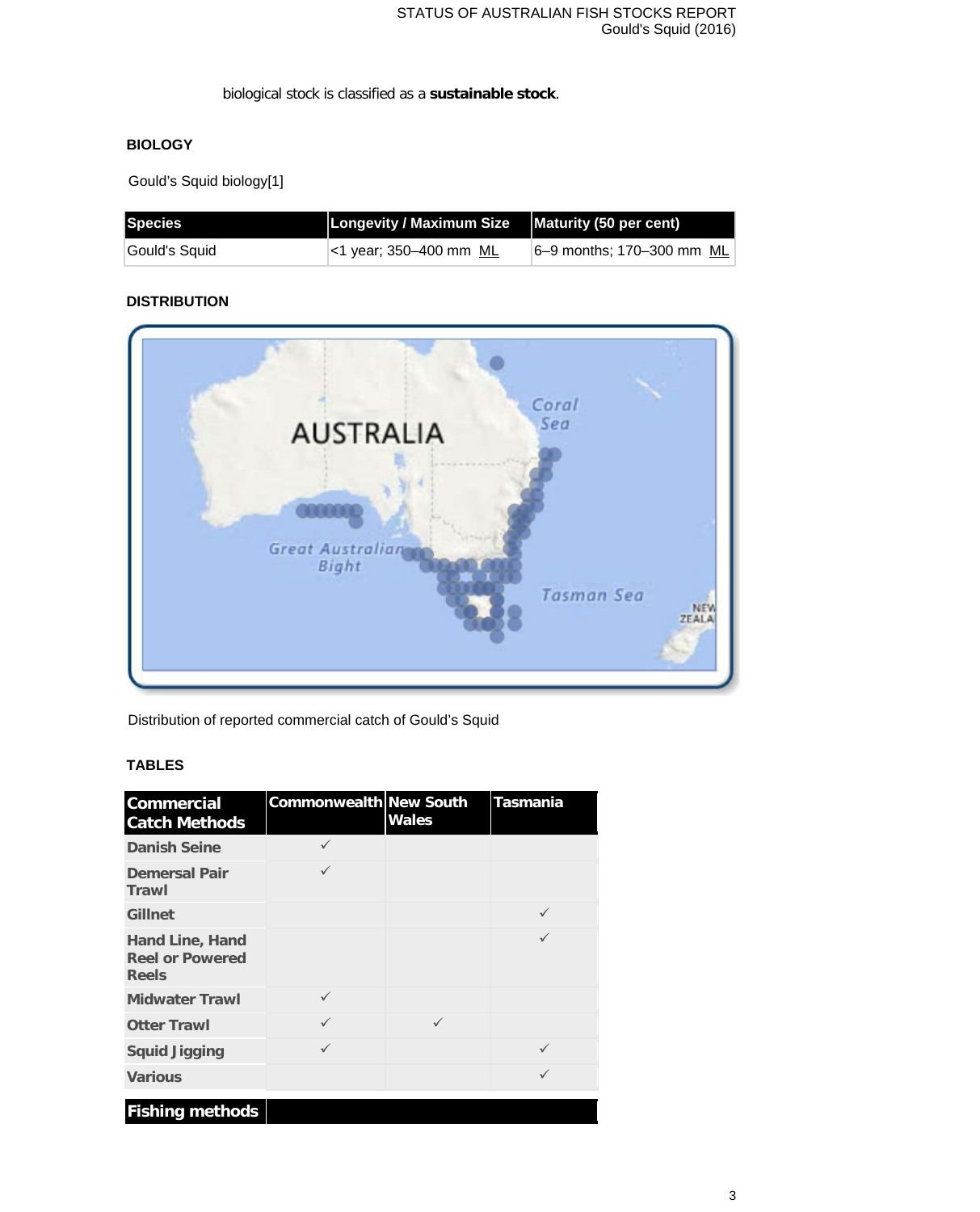biological stock is classified as a **sustainable stock**.

## BIOLOGY

Gould's Squid biology[1]

| Species | Longevity / Maximum Size | Maturity (50 per cent) |
|---|---|---|
| Gould's Squid | <1 year; 350–400 mm ML | 6–9 months; 170–300 mm ML |

## DISTRIBUTION

Distribution of reported commercial catch of Gould's Squid

## TABLES

| Commercial Catch Methods | Commonwealth | New South Wales | Tasmania |
|---|---|---|---|
| Danish Seine | ✓ | | |
| Demersal Pair Trawl | ✓ | | |
| Gillnet | | | ✓ |
| Hand Line, Hand Reel or Powered Reels | | | ✓ |
| Midwater Trawl | ✓ | | |
| Otter Trawl | ✓ | ✓ | |
| Squid Jigging | ✓ | | ✓ |
| Various | | | ✓ |
| **Fishing methods** | | | |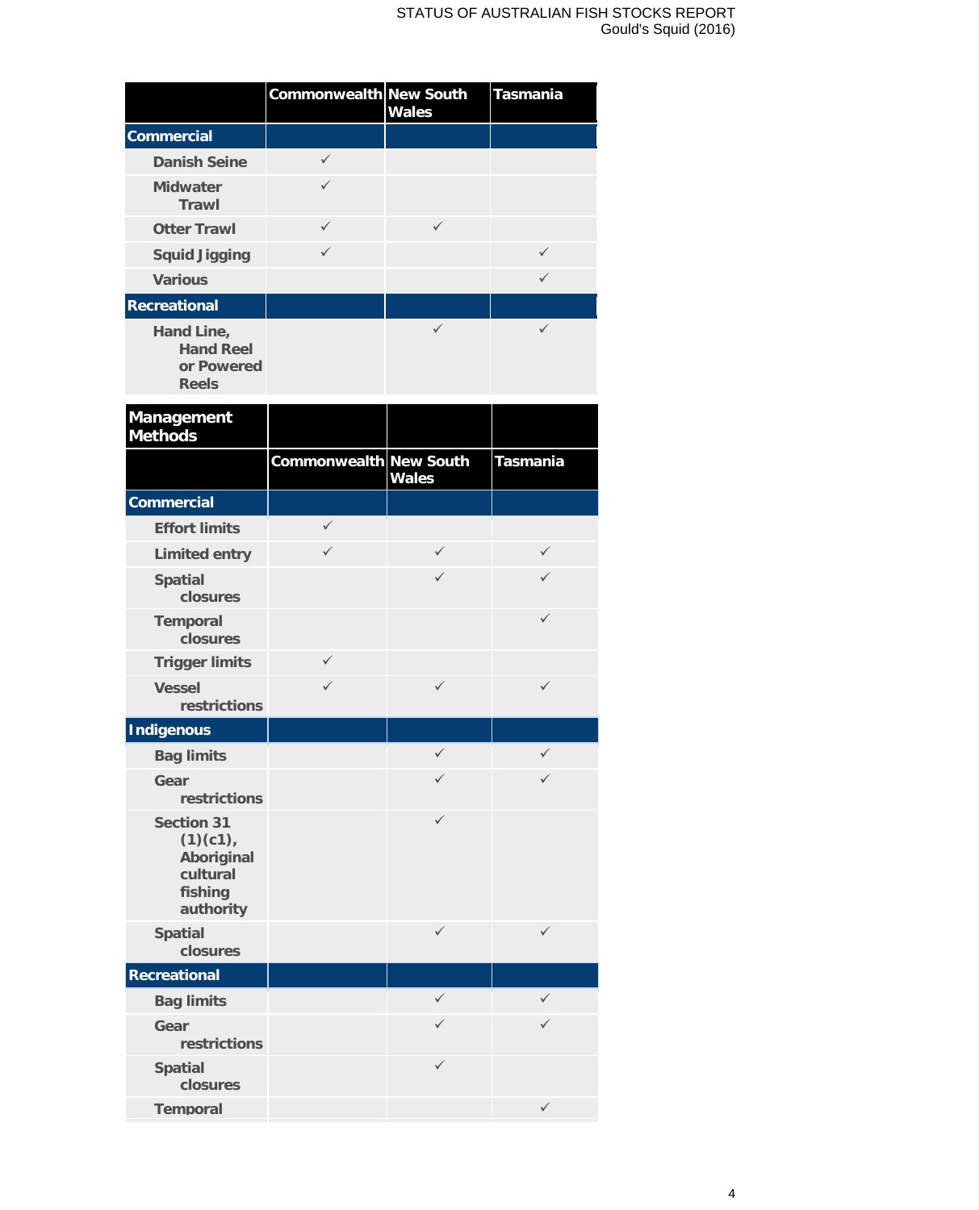| | Commonwealth | New South Wales | Tasmania |
|---|---|---|---|
| **Commercial** | | | |
| Danish Seine | ✓ | | |
| Midwater Trawl | ✓ | | |
| Otter Trawl | ✓ | ✓ | |
| Squid Jigging | ✓ | | ✓ |
| Various | | | ✓ |
| **Recreational** | | | |
| Hand Line, Hand Reel or Powered Reels | | ✓ | ✓ |

| Management Methods | Commonwealth | New South Wales | Tasmania |
|---|---|---|---|
| **Commercial** | | | |
| Effort limits | ✓ | | |
| Limited entry | ✓ | ✓ | ✓ |
| Spatial closures | | ✓ | ✓ |
| Temporal closures | | | ✓ |
| Trigger limits | ✓ | | |
| Vessel restrictions | ✓ | ✓ | ✓ |
| **Indigenous** | | | |
| Bag limits | | ✓ | ✓ |
| Gear restrictions | | ✓ | ✓ |
| Section 31 (1)(c1), Aboriginal cultural fishing authority | | ✓ | |
| Spatial closures | | ✓ | ✓ |
| **Recreational** | | | |
| Bag limits | | ✓ | ✓ |
| Gear restrictions | | ✓ | ✓ |
| Spatial closures | | ✓ | |
| Temporal | | | ✓ |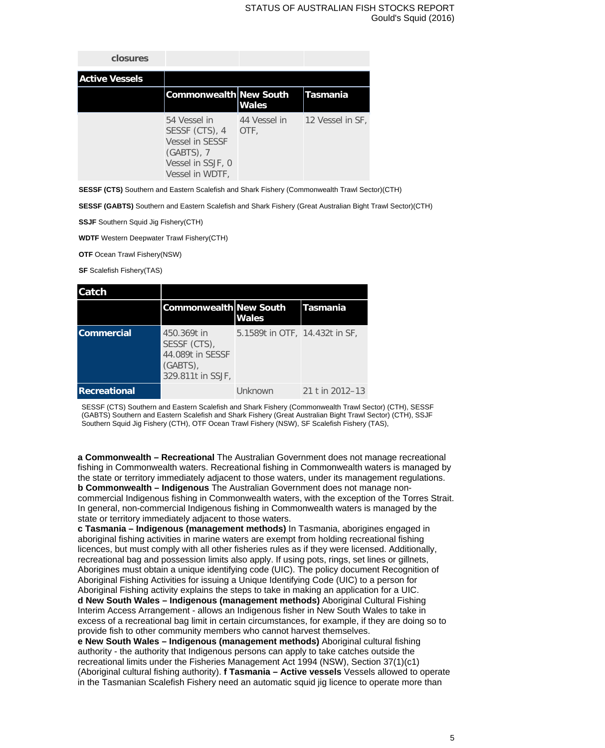| closures | | | |
|---|---|---|---|

| Active Vessels | | | |
|---|---|---|---|
| | Commonwealth | New South Wales | Tasmania |
| | 54 Vessel in SESSF (CTS), 4 Vessel in SESSF (GABTS), 7 Vessel in SSJF, 0 Vessel in WDTF, | 44 Vessel in OTF, | 12 Vessel in SF, |

**SESSF (CTS)** Southern and Eastern Scalefish and Shark Fishery (Commonwealth Trawl Sector)(CTH)

**SESSF (GABTS)** Southern and Eastern Scalefish and Shark Fishery (Great Australian Bight Trawl Sector)(CTH)

**SSJF** Southern Squid Jig Fishery(CTH)

**WDTF** Western Deepwater Trawl Fishery(CTH)

**OTF** Ocean Trawl Fishery(NSW)

**SF** Scalefish Fishery(TAS)

| Catch | | | |
|---|---|---|---|
| | Commonwealth | New South Wales | Tasmania |
| Commercial | 450.369t in SESSF (CTS), 44.089t in SESSF (GABTS), 329.811t in SSJF, | 5.1589t in OTF, | 14.432t in SF, |
| Recreational | | Unknown | 21 t in 2012–13 |

SESSF (CTS) Southern and Eastern Scalefish and Shark Fishery (Commonwealth Trawl Sector) (CTH), SESSF (GABTS) Southern and Eastern Scalefish and Shark Fishery (Great Australian Bight Trawl Sector) (CTH), SSJF Southern Squid Jig Fishery (CTH), OTF Ocean Trawl Fishery (NSW), SF Scalefish Fishery (TAS),

**a Commonwealth – Recreational** The Australian Government does not manage recreational fishing in Commonwealth waters. Recreational fishing in Commonwealth waters is managed by the state or territory immediately adjacent to those waters, under its management regulations.
**b Commonwealth – Indigenous** The Australian Government does not manage non-commercial Indigenous fishing in Commonwealth waters, with the exception of the Torres Strait. In general, non-commercial Indigenous fishing in Commonwealth waters is managed by the state or territory immediately adjacent to those waters.
**c Tasmania – Indigenous (management methods)** In Tasmania, aborigines engaged in aboriginal fishing activities in marine waters are exempt from holding recreational fishing licences, but must comply with all other fisheries rules as if they were licensed. Additionally, recreational bag and possession limits also apply. If using pots, rings, set lines or gillnets, Aborigines must obtain a unique identifying code (UIC). The policy document Recognition of Aboriginal Fishing Activities for issuing a Unique Identifying Code (UIC) to a person for Aboriginal Fishing activity explains the steps to take in making an application for a UIC.
**d New South Wales – Indigenous (management methods)** Aboriginal Cultural Fishing Interim Access Arrangement - allows an Indigenous fisher in New South Wales to take in excess of a recreational bag limit in certain circumstances, for example, if they are doing so to provide fish to other community members who cannot harvest themselves.
**e New South Wales – Indigenous (management methods)** Aboriginal cultural fishing authority - the authority that Indigenous persons can apply to take catches outside the recreational limits under the Fisheries Management Act 1994 (NSW), Section 37(1)(c1) (Aboriginal cultural fishing authority). **f Tasmania – Active vessels** Vessels allowed to operate in the Tasmanian Scalefish Fishery need an automatic squid jig licence to operate more than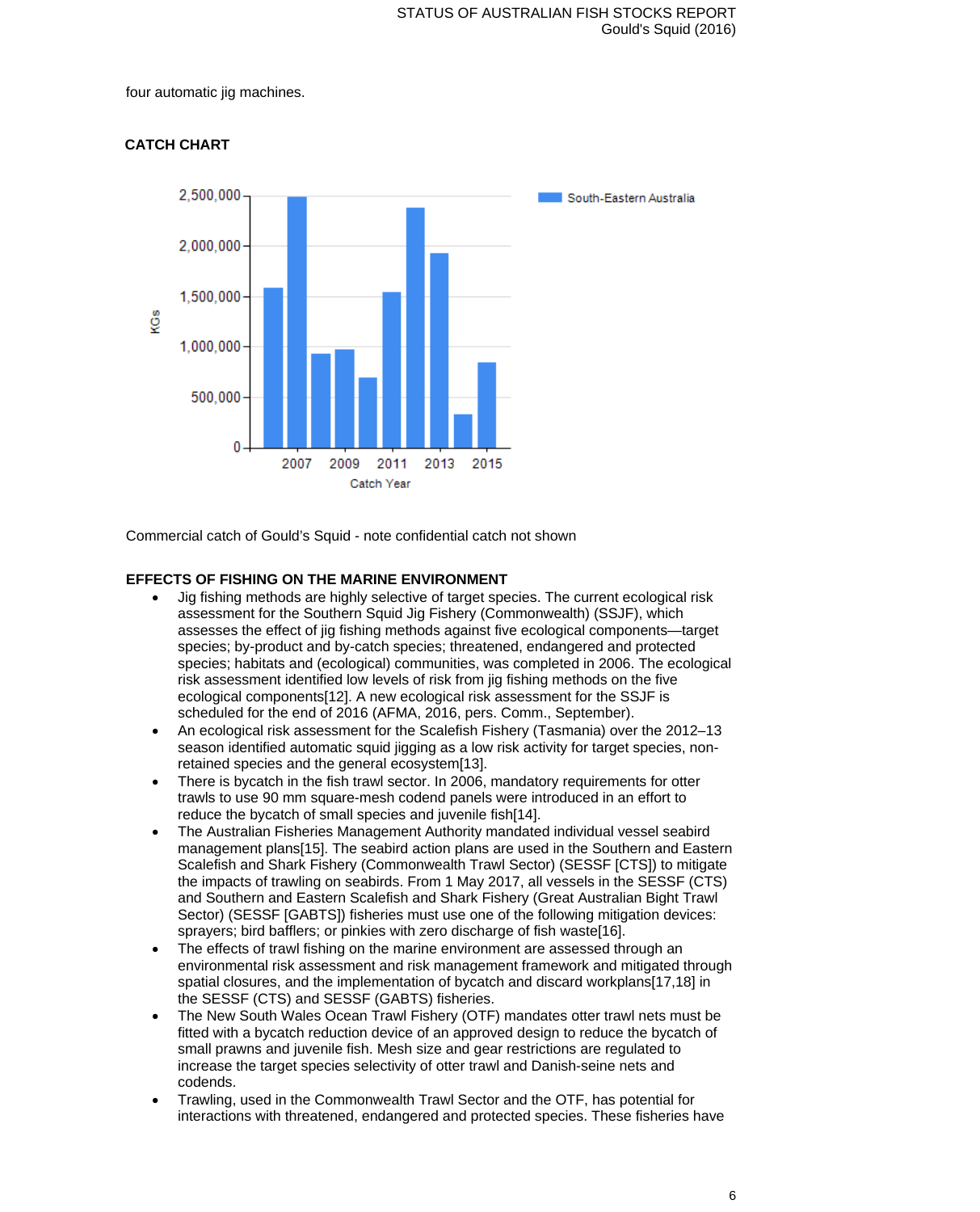four automatic jig machines.

## CATCH CHART

Commercial catch of Gould's Squid - note confidential catch not shown

## EFFECTS OF FISHING ON THE MARINE ENVIRONMENT

- Jig fishing methods are highly selective of target species. The current ecological risk assessment for the Southern Squid Jig Fishery (Commonwealth) (SSJF), which assesses the effect of jig fishing methods against five ecological components—target species; by-product and by-catch species; threatened, endangered and protected species; habitats and (ecological) communities, was completed in 2006. The ecological risk assessment identified low levels of risk from jig fishing methods on the five ecological components[12]. A new ecological risk assessment for the SSJF is scheduled for the end of 2016 (AFMA, 2016, pers. Comm., September).
- An ecological risk assessment for the Scalefish Fishery (Tasmania) over the 2012–13 season identified automatic squid jigging as a low risk activity for target species, non-retained species and the general ecosystem[13].
- There is bycatch in the fish trawl sector. In 2006, mandatory requirements for otter trawls to use 90 mm square-mesh codend panels were introduced in an effort to reduce the bycatch of small species and juvenile fish[14].
- The Australian Fisheries Management Authority mandated individual vessel seabird management plans[15]. The seabird action plans are used in the Southern and Eastern Scalefish and Shark Fishery (Commonwealth Trawl Sector) (SESSF [CTS]) to mitigate the impacts of trawling on seabirds. From 1 May 2017, all vessels in the SESSF (CTS) and Southern and Eastern Scalefish and Shark Fishery (Great Australian Bight Trawl Sector) (SESSF [GABTS]) fisheries must use one of the following mitigation devices: sprayers; bird bafflers; or pinkies with zero discharge of fish waste[16].
- The effects of trawl fishing on the marine environment are assessed through an environmental risk assessment and risk management framework and mitigated through spatial closures, and the implementation of bycatch and discard workplans[17,18] in the SESSF (CTS) and SESSF (GABTS) fisheries.
- The New South Wales Ocean Trawl Fishery (OTF) mandates otter trawl nets must be fitted with a bycatch reduction device of an approved design to reduce the bycatch of small prawns and juvenile fish. Mesh size and gear restrictions are regulated to increase the target species selectivity of otter trawl and Danish-seine nets and codends.
- Trawling, used in the Commonwealth Trawl Sector and the OTF, has potential for interactions with threatened, endangered and protected species. These fisheries have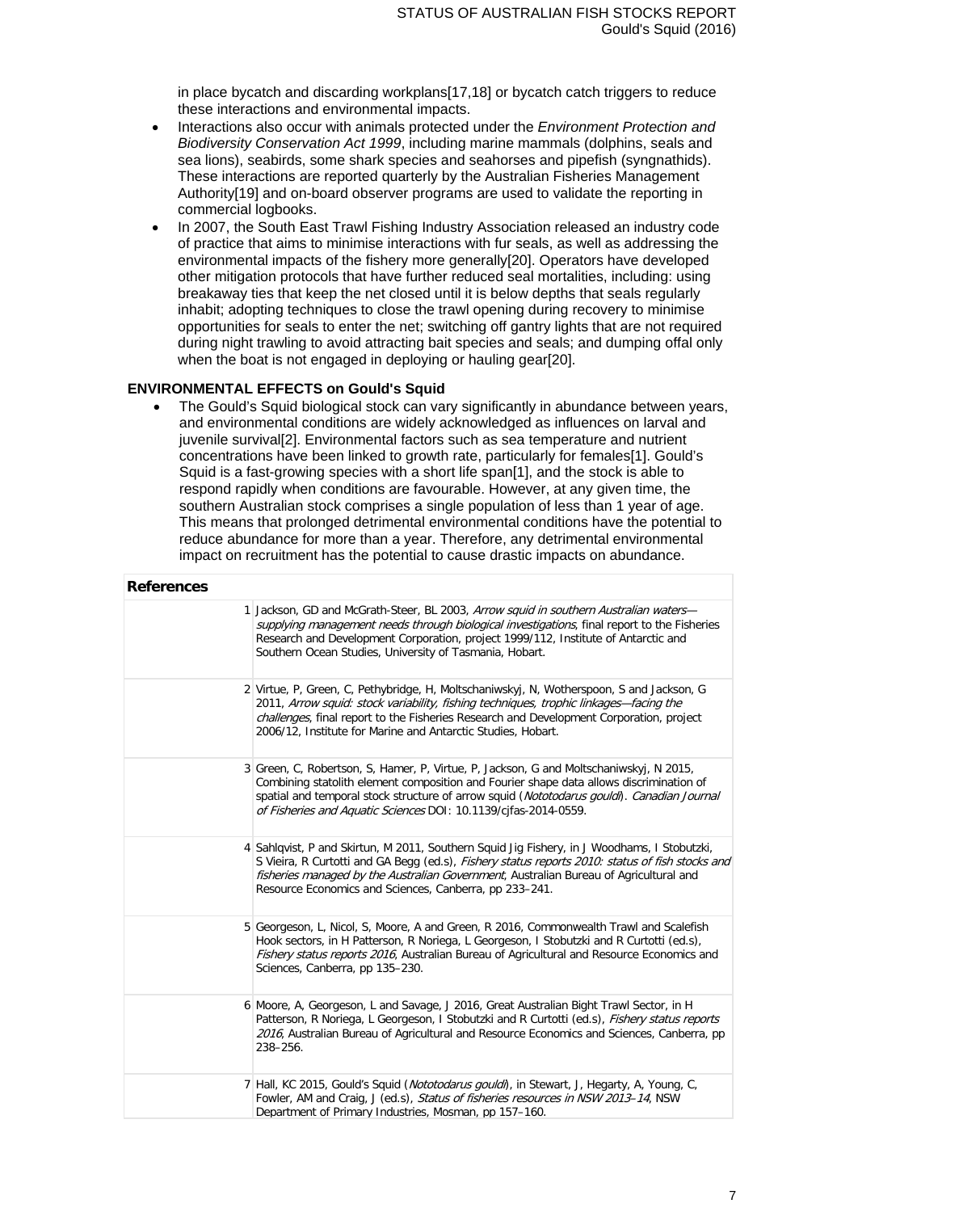in place bycatch and discarding workplans[17,18] or bycatch catch triggers to reduce these interactions and environmental impacts.

- Interactions also occur with animals protected under the *Environment Protection and Biodiversity Conservation Act 1999*, including marine mammals (dolphins, seals and sea lions), seabirds, some shark species and seahorses and pipefish (syngnathids). These interactions are reported quarterly by the Australian Fisheries Management Authority[19] and on-board observer programs are used to validate the reporting in commercial logbooks.
- In 2007, the South East Trawl Fishing Industry Association released an industry code of practice that aims to minimise interactions with fur seals, as well as addressing the environmental impacts of the fishery more generally[20]. Operators have developed other mitigation protocols that have further reduced seal mortalities, including: using breakaway ties that keep the net closed until it is below depths that seals regularly inhabit; adopting techniques to close the trawl opening during recovery to minimise opportunities for seals to enter the net; switching off gantry lights that are not required during night trawling to avoid attracting bait species and seals; and dumping offal only when the boat is not engaged in deploying or hauling gear[20].

**ENVIRONMENTAL EFFECTS on Gould's Squid**

- The Gould's Squid biological stock can vary significantly in abundance between years, and environmental conditions are widely acknowledged as influences on larval and juvenile survival[2]. Environmental factors such as sea temperature and nutrient concentrations have been linked to growth rate, particularly for females[1]. Gould's Squid is a fast-growing species with a short life span[1], and the stock is able to respond rapidly when conditions are favourable. However, at any given time, the southern Australian stock comprises a single population of less than 1 year of age. This means that prolonged detrimental environmental conditions have the potential to reduce abundance for more than a year. Therefore, any detrimental environmental impact on recruitment has the potential to cause drastic impacts on abundance.

| **References** | |
|---|---|
| 1 | Jackson, GD and McGrath-Steer, BL 2003, *Arrow squid in southern Australian waters—supplying management needs through biological investigations*, final report to the Fisheries Research and Development Corporation, project 1999/112, Institute of Antarctic and Southern Ocean Studies, University of Tasmania, Hobart. |
| 2 | Virtue, P, Green, C, Pethybridge, H, Moltschaniwskyj, N, Wotherspoon, S and Jackson, G 2011, *Arrow squid: stock variability, fishing techniques, trophic linkages—facing the challenges*, final report to the Fisheries Research and Development Corporation, project 2006/12, Institute for Marine and Antarctic Studies, Hobart. |
| 3 | Green, C, Robertson, S, Hamer, P, Virtue, P, Jackson, G and Moltschaniwskyj, N 2015, Combining statolith element composition and Fourier shape data allows discrimination of spatial and temporal stock structure of arrow squid (*Nototodarus gouldi*). *Canadian Journal of Fisheries and Aquatic Sciences* DOI: 10.1139/cjfas-2014-0559. |
| 4 | Sahlqvist, P and Skirtun, M 2011, Southern Squid Jig Fishery, in J Woodhams, I Stobutzki, S Vieira, R Curtotti and GA Begg (ed.s), *Fishery status reports 2010: status of fish stocks and fisheries managed by the Australian Government*, Australian Bureau of Agricultural and Resource Economics and Sciences, Canberra, pp 233–241. |
| 5 | Georgeson, L, Nicol, S, Moore, A and Green, R 2016, Commonwealth Trawl and Scalefish Hook sectors, in H Patterson, R Noriega, L Georgeson, I Stobutzki and R Curtotti (ed.s), *Fishery status reports 2016*, Australian Bureau of Agricultural and Resource Economics and Sciences, Canberra, pp 135–230. |
| 6 | Moore, A, Georgeson, L and Savage, J 2016, Great Australian Bight Trawl Sector, in H Patterson, R Noriega, L Georgeson, I Stobutzki and R Curtotti (ed.s), *Fishery status reports 2016*, Australian Bureau of Agricultural and Resource Economics and Sciences, Canberra, pp 238–256. |
| 7 | Hall, KC 2015, Gould's Squid (*Nototodarus gouldi*), in Stewart, J, Hegarty, A, Young, C, Fowler, AM and Craig, J (ed.s), *Status of fisheries resources in NSW 2013–14*, NSW Department of Primary Industries, Mosman, pp 157–160. |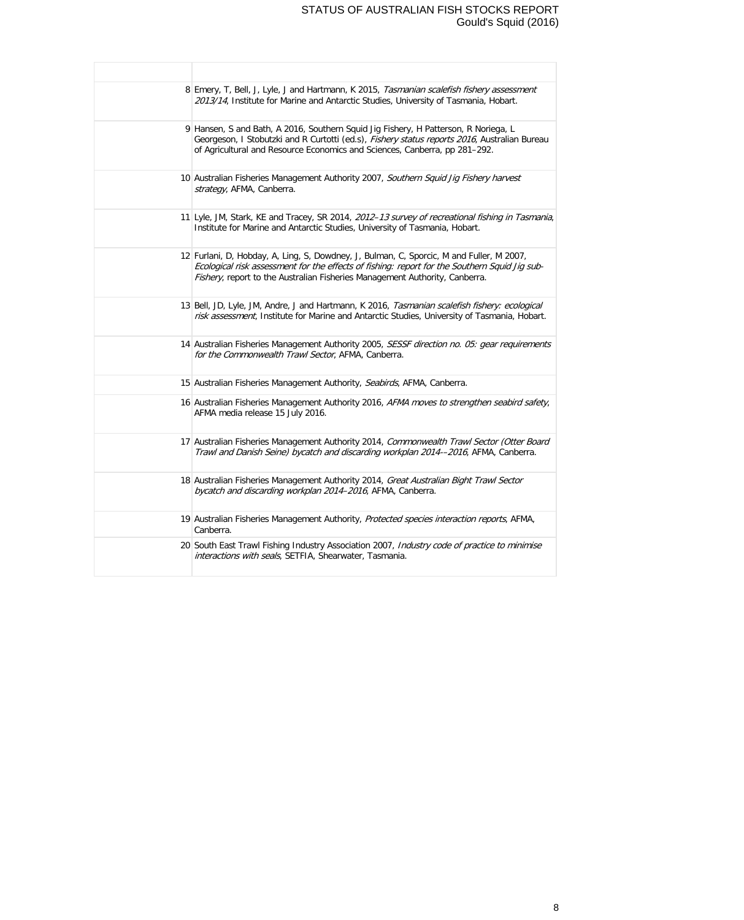| | |
|---|---|
| | 8 Emery, T, Bell, J, Lyle, J and Hartmann, K 2015, *Tasmanian scalefish fishery assessment 2013/14*, Institute for Marine and Antarctic Studies, University of Tasmania, Hobart. |
| | 9 Hansen, S and Bath, A 2016, Southern Squid Jig Fishery, H Patterson, R Noriega, L Georgeson, I Stobutzki and R Curtotti (ed.s), *Fishery status reports 2016*, Australian Bureau of Agricultural and Resource Economics and Sciences, Canberra, pp 281–292. |
| | 10 Australian Fisheries Management Authority 2007, *Southern Squid Jig Fishery harvest strategy*, AFMA, Canberra. |
| | 11 Lyle, JM, Stark, KE and Tracey, SR 2014, *2012–13 survey of recreational fishing in Tasmania*, Institute for Marine and Antarctic Studies, University of Tasmania, Hobart. |
| | 12 Furlani, D, Hobday, A, Ling, S, Dowdney, J, Bulman, C, Sporcic, M and Fuller, M 2007, *Ecological risk assessment for the effects of fishing: report for the Southern Squid Jig sub-Fishery*, report to the Australian Fisheries Management Authority, Canberra. |
| | 13 Bell, JD, Lyle, JM, Andre, J and Hartmann, K 2016, *Tasmanian scalefish fishery: ecological risk assessment*, Institute for Marine and Antarctic Studies, University of Tasmania, Hobart. |
| | 14 Australian Fisheries Management Authority 2005, *SESSF direction no. 05: gear requirements for the Commonwealth Trawl Sector*, AFMA, Canberra. |
| | 15 Australian Fisheries Management Authority, *Seabirds*, AFMA, Canberra. |
| | 16 Australian Fisheries Management Authority 2016, *AFMA moves to strengthen seabird safety*, AFMA media release 15 July 2016. |
| | 17 Australian Fisheries Management Authority 2014, *Commonwealth Trawl Sector (Otter Board Trawl and Danish Seine) bycatch and discarding workplan 2014-–2016*, AFMA, Canberra. |
| | 18 Australian Fisheries Management Authority 2014, *Great Australian Bight Trawl Sector bycatch and discarding workplan 2014–2016*, AFMA, Canberra. |
| | 19 Australian Fisheries Management Authority, *Protected species interaction reports*, AFMA, Canberra. |
| | 20 South East Trawl Fishing Industry Association 2007, *Industry code of practice to minimise interactions with seals*, SETFIA, Shearwater, Tasmania. |